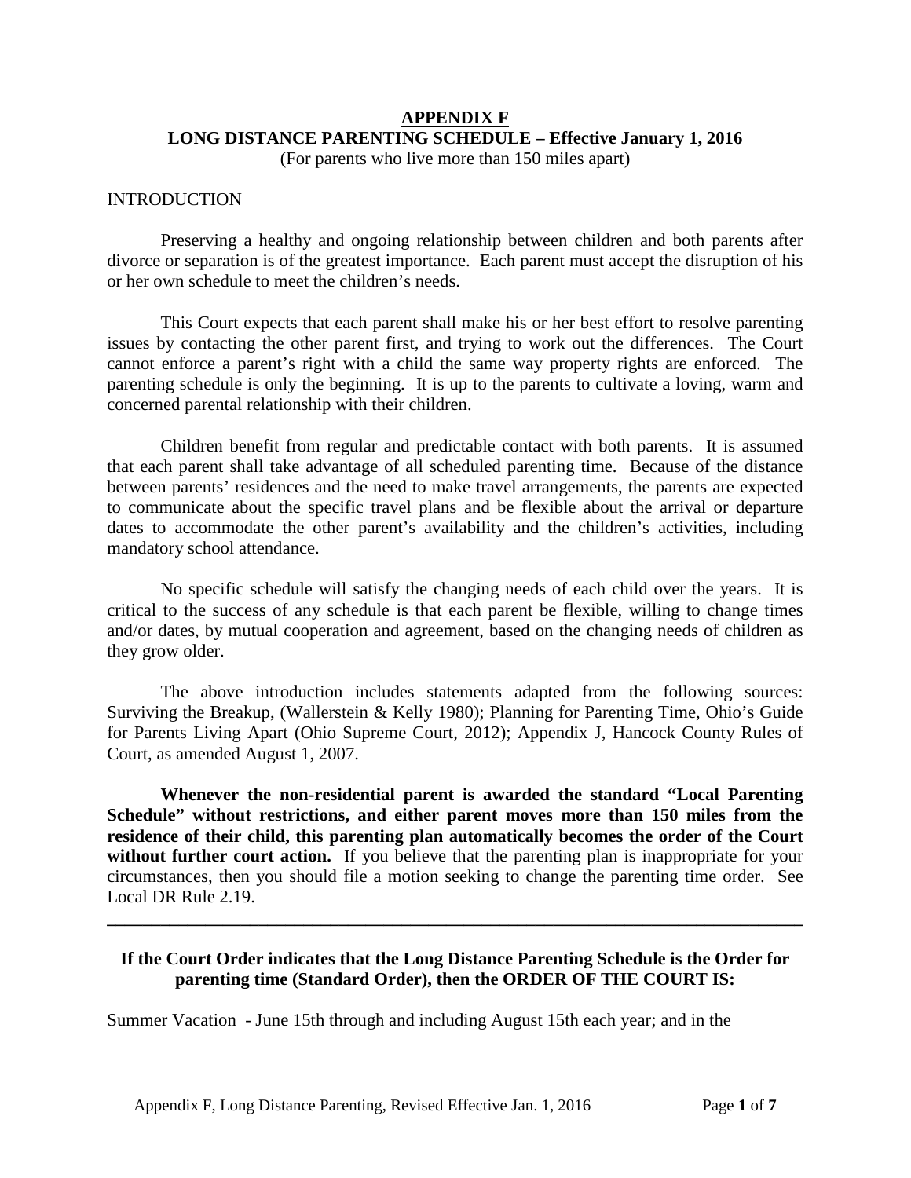# APPENDIX F
## LONG DISTANCE PARENTING SCHEDULE – Effective January 1, 2016

(For parents who live more than 150 miles apart)

INTRODUCTION

Preserving a healthy and ongoing relationship between children and both parents after divorce or separation is of the greatest importance. Each parent must accept the disruption of his or her own schedule to meet the children's needs.

This Court expects that each parent shall make his or her best effort to resolve parenting issues by contacting the other parent first, and trying to work out the differences. The Court cannot enforce a parent's right with a child the same way property rights are enforced. The parenting schedule is only the beginning. It is up to the parents to cultivate a loving, warm and concerned parental relationship with their children.

Children benefit from regular and predictable contact with both parents. It is assumed that each parent shall take advantage of all scheduled parenting time. Because of the distance between parents' residences and the need to make travel arrangements, the parents are expected to communicate about the specific travel plans and be flexible about the arrival or departure dates to accommodate the other parent's availability and the children's activities, including mandatory school attendance.

No specific schedule will satisfy the changing needs of each child over the years. It is critical to the success of any schedule is that each parent be flexible, willing to change times and/or dates, by mutual cooperation and agreement, based on the changing needs of children as they grow older.

The above introduction includes statements adapted from the following sources: Surviving the Breakup, (Wallerstein & Kelly 1980); Planning for Parenting Time, Ohio's Guide for Parents Living Apart (Ohio Supreme Court, 2012); Appendix J, Hancock County Rules of Court, as amended August 1, 2007.

**Whenever the non-residential parent is awarded the standard "Local Parenting Schedule" without restrictions, and either parent moves more than 150 miles from the residence of their child, this parenting plan automatically becomes the order of the Court without further court action.** If you believe that the parenting plan is inappropriate for your circumstances, then you should file a motion seeking to change the parenting time order. See Local DR Rule 2.19.

---

**If the Court Order indicates that the Long Distance Parenting Schedule is the Order for parenting time (Standard Order), then the ORDER OF THE COURT IS:**

Summer Vacation - June 15th through and including August 15th each year; and in the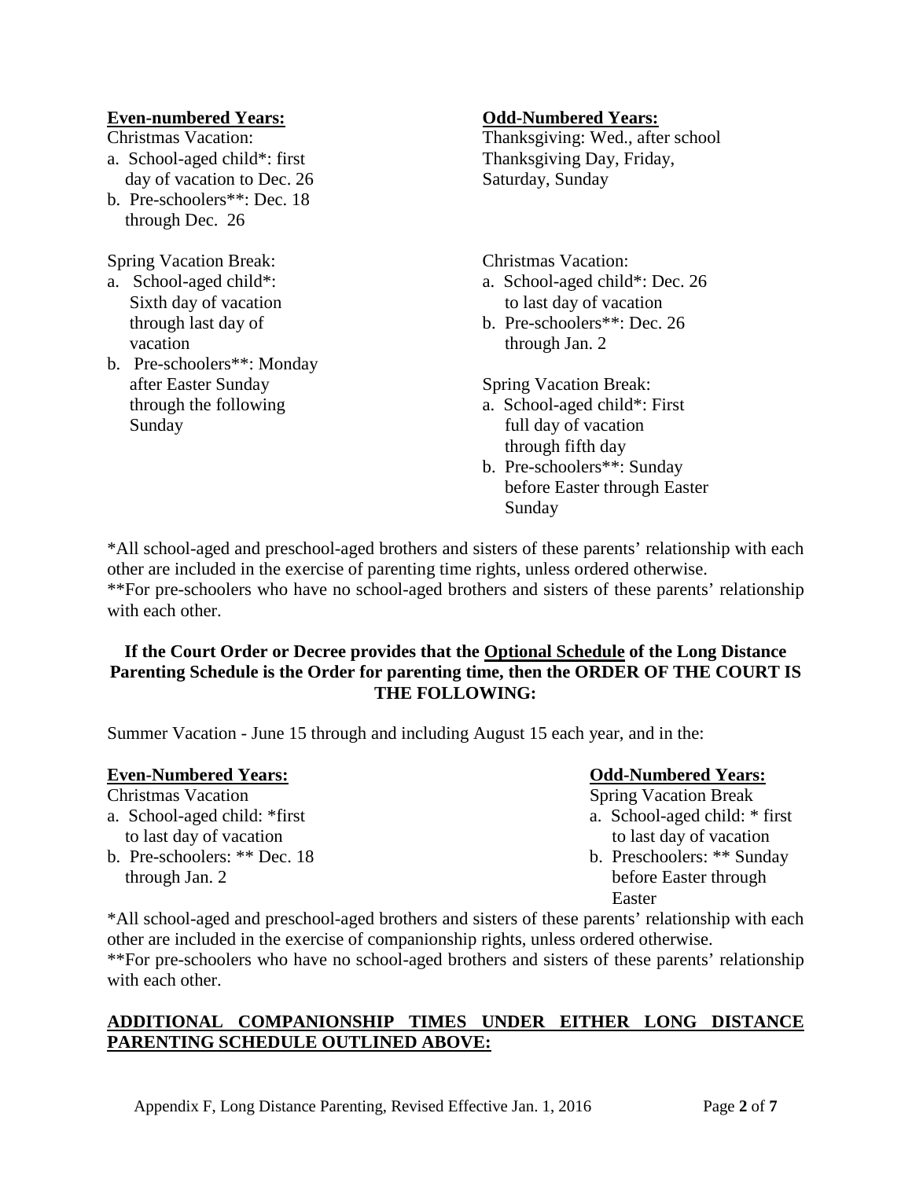**Even-numbered Years:**

Christmas Vacation:

a. School-aged child*: first day of vacation to Dec. 26
b. Pre-schoolers**: Dec. 18 through Dec. 26

Spring Vacation Break:

a. School-aged child*: Sixth day of vacation through last day of vacation
b. Pre-schoolers**: Monday after Easter Sunday through the following Sunday

**Odd-Numbered Years:**

Thanksgiving: Wed., after school Thanksgiving Day, Friday, Saturday, Sunday

Christmas Vacation:

a. School-aged child*: Dec. 26 to last day of vacation
b. Pre-schoolers**: Dec. 26 through Jan. 2

Spring Vacation Break:

a. School-aged child*: First full day of vacation through fifth day
b. Pre-schoolers**: Sunday before Easter through Easter Sunday

*All school-aged and preschool-aged brothers and sisters of these parents' relationship with each other are included in the exercise of parenting time rights, unless ordered otherwise.
**For pre-schoolers who have no school-aged brothers and sisters of these parents' relationship with each other.

**If the Court Order or Decree provides that the Optional Schedule of the Long Distance Parenting Schedule is the Order for parenting time, then the ORDER OF THE COURT IS THE FOLLOWING:**

Summer Vacation - June 15 through and including August 15 each year, and in the:

**Even-Numbered Years:**

Christmas Vacation

a. School-aged child: *first to last day of vacation
b. Pre-schoolers: ** Dec. 18 through Jan. 2

**Odd-Numbered Years:**

Spring Vacation Break

a. School-aged child: * first to last day of vacation
b. Preschoolers: ** Sunday before Easter through Easter

*All school-aged and preschool-aged brothers and sisters of these parents' relationship with each other are included in the exercise of companionship rights, unless ordered otherwise.
**For pre-schoolers who have no school-aged brothers and sisters of these parents' relationship with each other.

**ADDITIONAL COMPANIONSHIP TIMES UNDER EITHER LONG DISTANCE PARENTING SCHEDULE OUTLINED ABOVE:**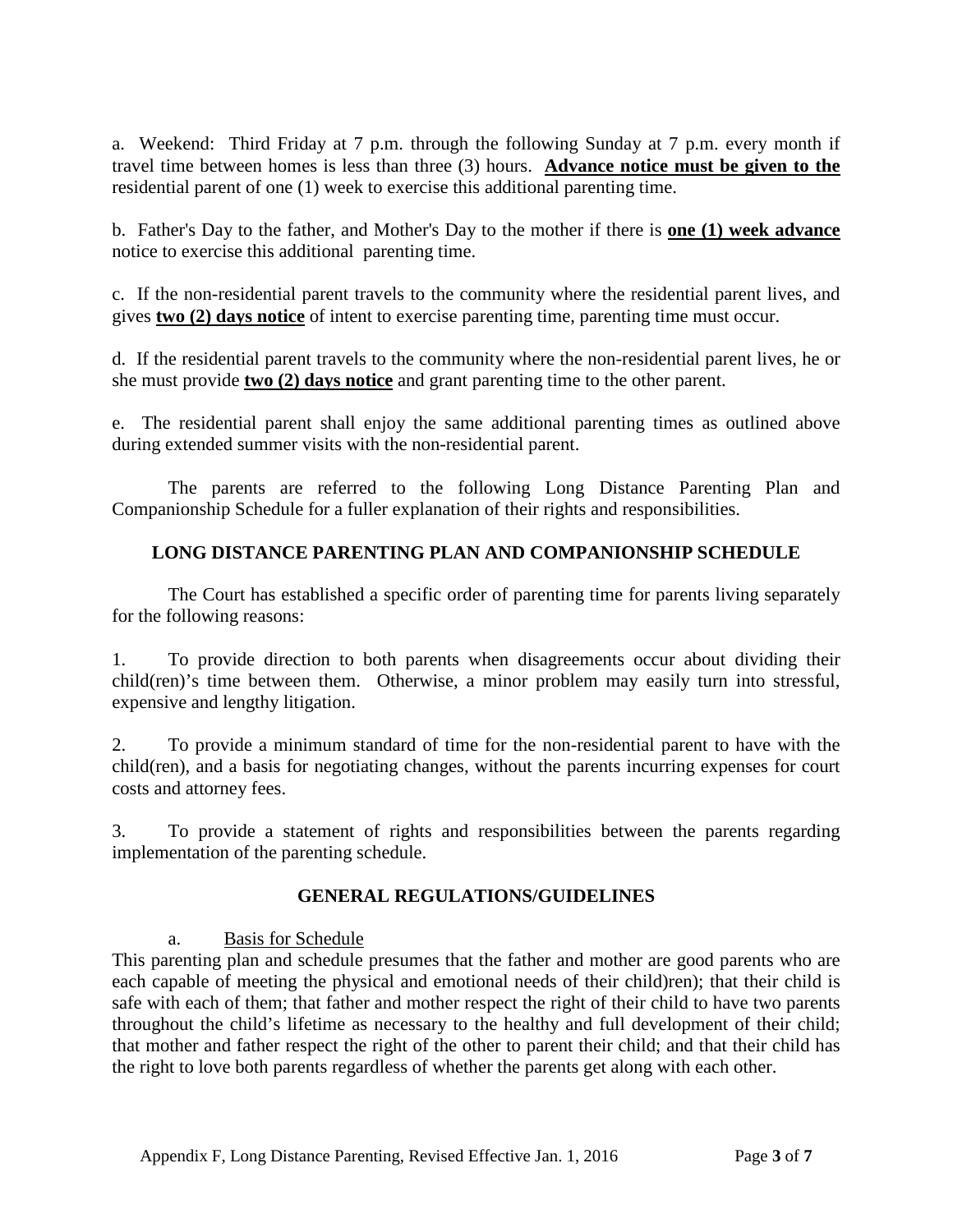a. Weekend: Third Friday at 7 p.m. through the following Sunday at 7 p.m. every month if travel time between homes is less than three (3) hours. **Advance notice must be given to the** residential parent of one (1) week to exercise this additional parenting time.

b. Father's Day to the father, and Mother's Day to the mother if there is **one (1) week advance** notice to exercise this additional parenting time.

c. If the non-residential parent travels to the community where the residential parent lives, and gives **two (2) days notice** of intent to exercise parenting time, parenting time must occur.

d. If the residential parent travels to the community where the non-residential parent lives, he or she must provide **two (2) days notice** and grant parenting time to the other parent.

e. The residential parent shall enjoy the same additional parenting times as outlined above during extended summer visits with the non-residential parent.

The parents are referred to the following Long Distance Parenting Plan and Companionship Schedule for a fuller explanation of their rights and responsibilities.

## LONG DISTANCE PARENTING PLAN AND COMPANIONSHIP SCHEDULE

The Court has established a specific order of parenting time for parents living separately for the following reasons:

1. To provide direction to both parents when disagreements occur about dividing their child(ren)'s time between them. Otherwise, a minor problem may easily turn into stressful, expensive and lengthy litigation.

2. To provide a minimum standard of time for the non-residential parent to have with the child(ren), and a basis for negotiating changes, without the parents incurring expenses for court costs and attorney fees.

3. To provide a statement of rights and responsibilities between the parents regarding implementation of the parenting schedule.

## GENERAL REGULATIONS/GUIDELINES

a. Basis for Schedule

This parenting plan and schedule presumes that the father and mother are good parents who are each capable of meeting the physical and emotional needs of their child)ren); that their child is safe with each of them; that father and mother respect the right of their child to have two parents throughout the child's lifetime as necessary to the healthy and full development of their child; that mother and father respect the right of the other to parent their child; and that their child has the right to love both parents regardless of whether the parents get along with each other.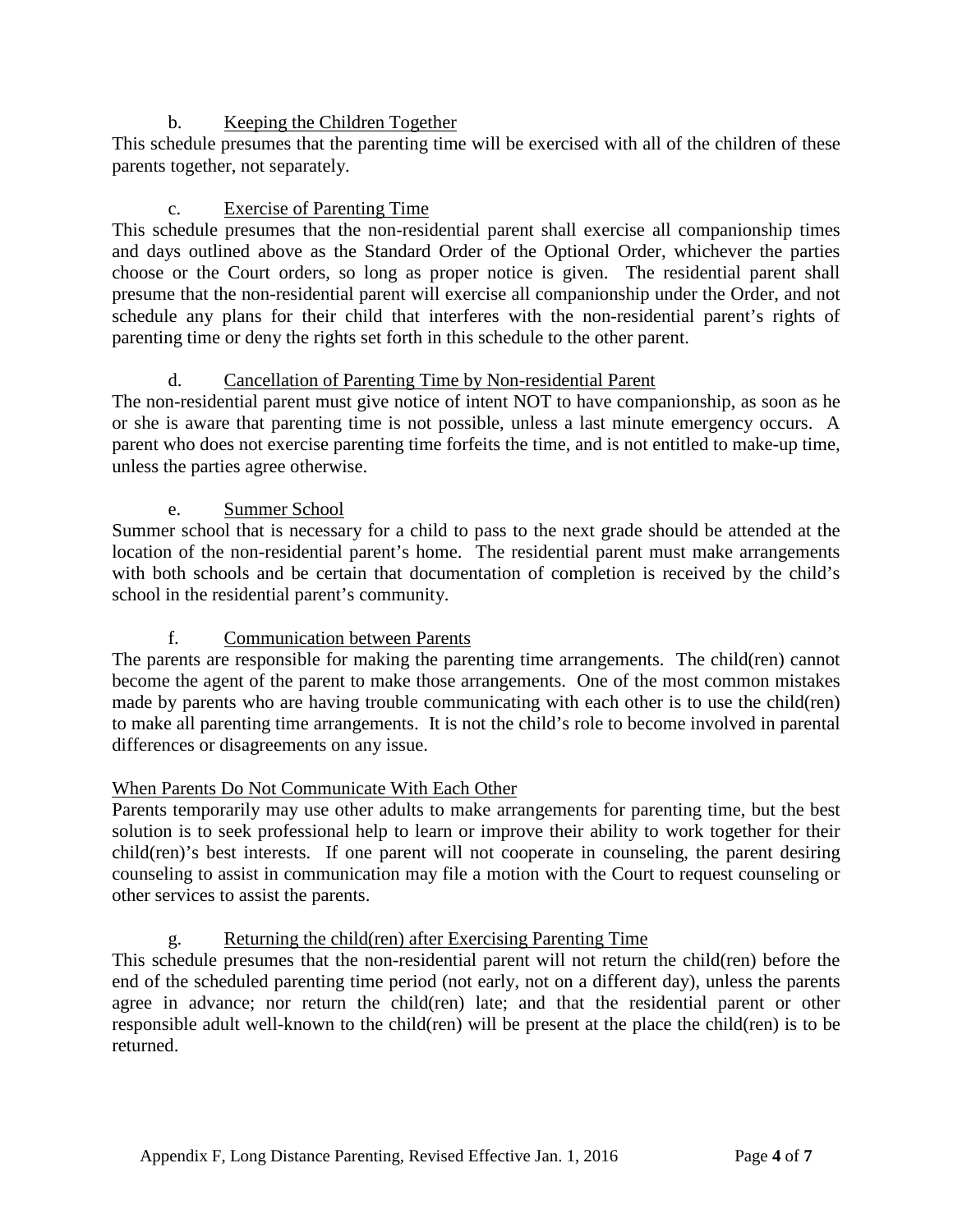b. Keeping the Children Together

This schedule presumes that the parenting time will be exercised with all of the children of these parents together, not separately.

c. Exercise of Parenting Time

This schedule presumes that the non-residential parent shall exercise all companionship times and days outlined above as the Standard Order of the Optional Order, whichever the parties choose or the Court orders, so long as proper notice is given. The residential parent shall presume that the non-residential parent will exercise all companionship under the Order, and not schedule any plans for their child that interferes with the non-residential parent's rights of parenting time or deny the rights set forth in this schedule to the other parent.

d. Cancellation of Parenting Time by Non-residential Parent

The non-residential parent must give notice of intent NOT to have companionship, as soon as he or she is aware that parenting time is not possible, unless a last minute emergency occurs. A parent who does not exercise parenting time forfeits the time, and is not entitled to make-up time, unless the parties agree otherwise.

e. Summer School

Summer school that is necessary for a child to pass to the next grade should be attended at the location of the non-residential parent's home. The residential parent must make arrangements with both schools and be certain that documentation of completion is received by the child's school in the residential parent's community.

f. Communication between Parents

The parents are responsible for making the parenting time arrangements. The child(ren) cannot become the agent of the parent to make those arrangements. One of the most common mistakes made by parents who are having trouble communicating with each other is to use the child(ren) to make all parenting time arrangements. It is not the child's role to become involved in parental differences or disagreements on any issue.

When Parents Do Not Communicate With Each Other

Parents temporarily may use other adults to make arrangements for parenting time, but the best solution is to seek professional help to learn or improve their ability to work together for their child(ren)'s best interests. If one parent will not cooperate in counseling, the parent desiring counseling to assist in communication may file a motion with the Court to request counseling or other services to assist the parents.

g. Returning the child(ren) after Exercising Parenting Time

This schedule presumes that the non-residential parent will not return the child(ren) before the end of the scheduled parenting time period (not early, not on a different day), unless the parents agree in advance; nor return the child(ren) late; and that the residential parent or other responsible adult well-known to the child(ren) will be present at the place the child(ren) is to be returned.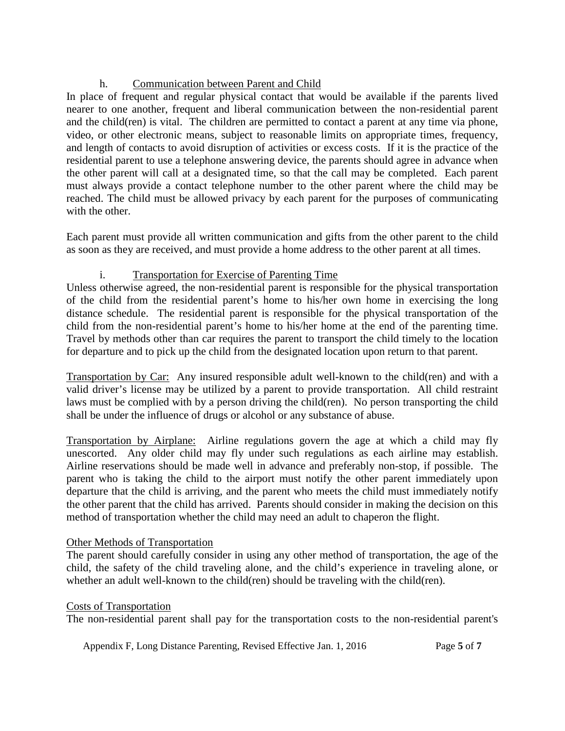### h. Communication between Parent and Child

In place of frequent and regular physical contact that would be available if the parents lived nearer to one another, frequent and liberal communication between the non-residential parent and the child(ren) is vital. The children are permitted to contact a parent at any time via phone, video, or other electronic means, subject to reasonable limits on appropriate times, frequency, and length of contacts to avoid disruption of activities or excess costs. If it is the practice of the residential parent to use a telephone answering device, the parents should agree in advance when the other parent will call at a designated time, so that the call may be completed. Each parent must always provide a contact telephone number to the other parent where the child may be reached. The child must be allowed privacy by each parent for the purposes of communicating with the other.

Each parent must provide all written communication and gifts from the other parent to the child as soon as they are received, and must provide a home address to the other parent at all times.

### i. Transportation for Exercise of Parenting Time

Unless otherwise agreed, the non-residential parent is responsible for the physical transportation of the child from the residential parent's home to his/her own home in exercising the long distance schedule. The residential parent is responsible for the physical transportation of the child from the non-residential parent's home to his/her home at the end of the parenting time. Travel by methods other than car requires the parent to transport the child timely to the location for departure and to pick up the child from the designated location upon return to that parent.

Transportation by Car: Any insured responsible adult well-known to the child(ren) and with a valid driver's license may be utilized by a parent to provide transportation. All child restraint laws must be complied with by a person driving the child(ren). No person transporting the child shall be under the influence of drugs or alcohol or any substance of abuse.

Transportation by Airplane: Airline regulations govern the age at which a child may fly unescorted. Any older child may fly under such regulations as each airline may establish. Airline reservations should be made well in advance and preferably non-stop, if possible. The parent who is taking the child to the airport must notify the other parent immediately upon departure that the child is arriving, and the parent who meets the child must immediately notify the other parent that the child has arrived. Parents should consider in making the decision on this method of transportation whether the child may need an adult to chaperon the flight.

Other Methods of Transportation

The parent should carefully consider in using any other method of transportation, the age of the child, the safety of the child traveling alone, and the child's experience in traveling alone, or whether an adult well-known to the child(ren) should be traveling with the child(ren).

Costs of Transportation

The non-residential parent shall pay for the transportation costs to the non-residential parent's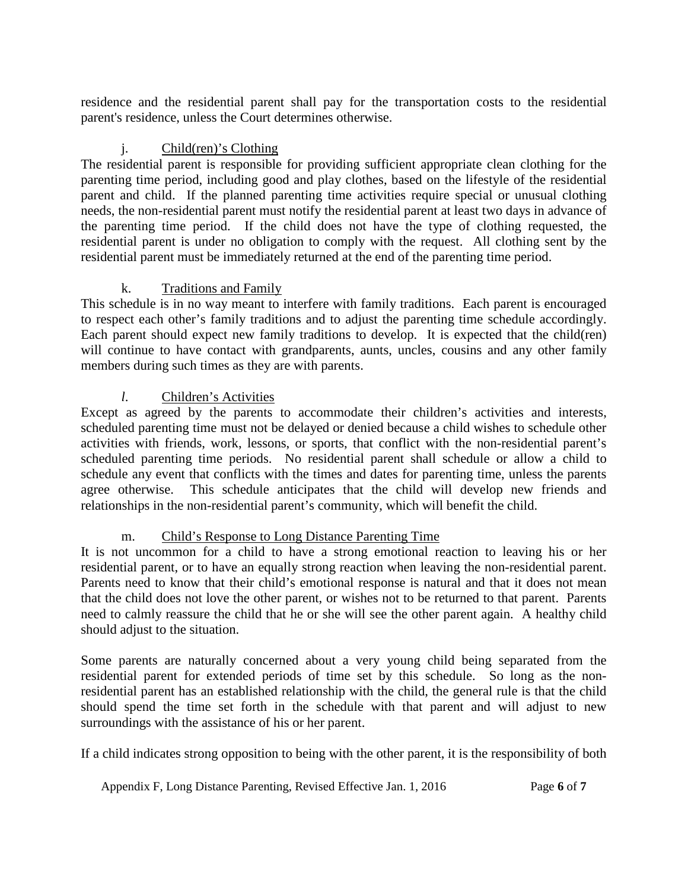residence and the residential parent shall pay for the transportation costs to the residential parent's residence, unless the Court determines otherwise.

j. Child(ren)'s Clothing

The residential parent is responsible for providing sufficient appropriate clean clothing for the parenting time period, including good and play clothes, based on the lifestyle of the residential parent and child. If the planned parenting time activities require special or unusual clothing needs, the non-residential parent must notify the residential parent at least two days in advance of the parenting time period. If the child does not have the type of clothing requested, the residential parent is under no obligation to comply with the request. All clothing sent by the residential parent must be immediately returned at the end of the parenting time period.

k. Traditions and Family

This schedule is in no way meant to interfere with family traditions. Each parent is encouraged to respect each other's family traditions and to adjust the parenting time schedule accordingly. Each parent should expect new family traditions to develop. It is expected that the child(ren) will continue to have contact with grandparents, aunts, uncles, cousins and any other family members during such times as they are with parents.

*l.* Children's Activities

Except as agreed by the parents to accommodate their children's activities and interests, scheduled parenting time must not be delayed or denied because a child wishes to schedule other activities with friends, work, lessons, or sports, that conflict with the non-residential parent's scheduled parenting time periods. No residential parent shall schedule or allow a child to schedule any event that conflicts with the times and dates for parenting time, unless the parents agree otherwise. This schedule anticipates that the child will develop new friends and relationships in the non-residential parent's community, which will benefit the child.

m. Child's Response to Long Distance Parenting Time

It is not uncommon for a child to have a strong emotional reaction to leaving his or her residential parent, or to have an equally strong reaction when leaving the non-residential parent. Parents need to know that their child's emotional response is natural and that it does not mean that the child does not love the other parent, or wishes not to be returned to that parent. Parents need to calmly reassure the child that he or she will see the other parent again. A healthy child should adjust to the situation.

Some parents are naturally concerned about a very young child being separated from the residential parent for extended periods of time set by this schedule. So long as the non-residential parent has an established relationship with the child, the general rule is that the child should spend the time set forth in the schedule with that parent and will adjust to new surroundings with the assistance of his or her parent.

If a child indicates strong opposition to being with the other parent, it is the responsibility of both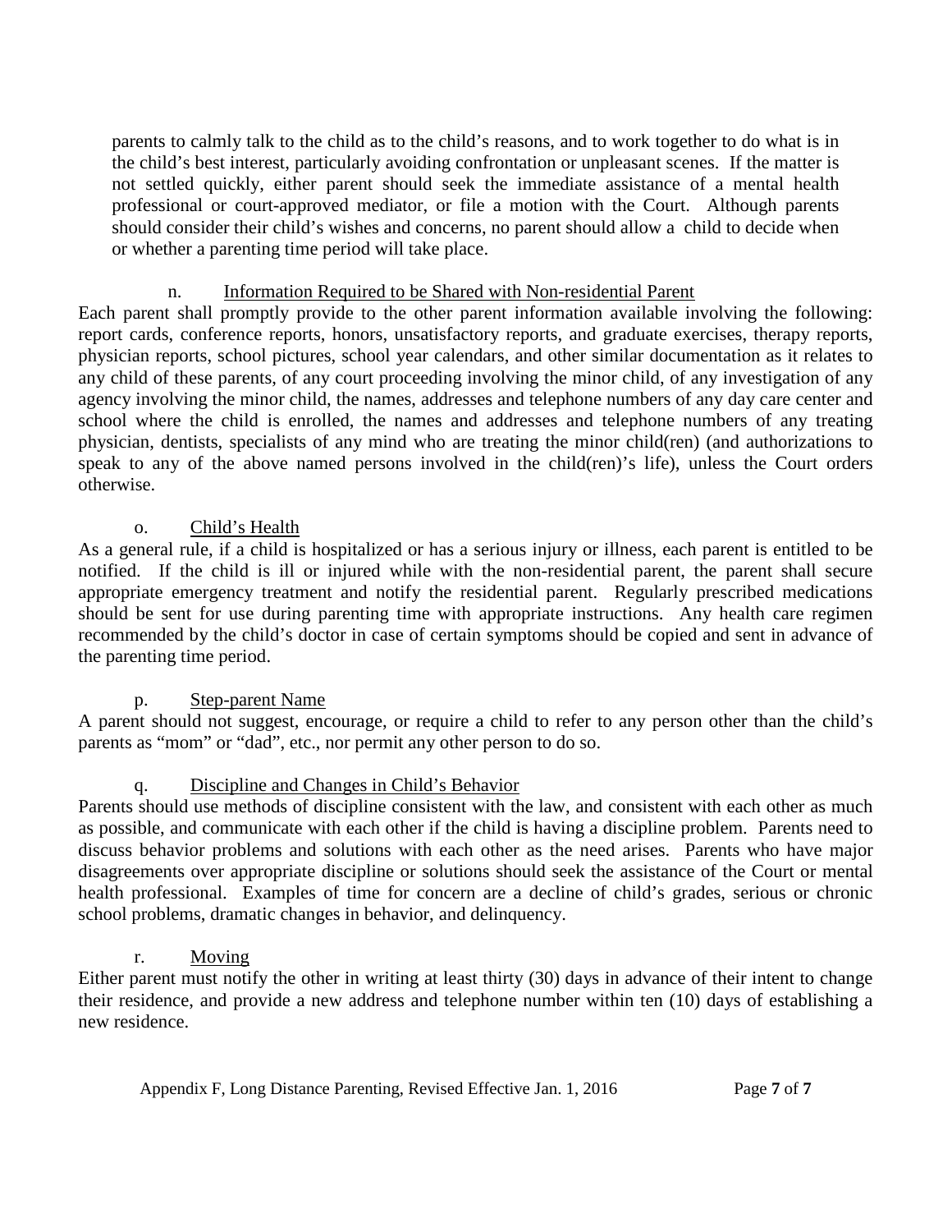parents to calmly talk to the child as to the child's reasons, and to work together to do what is in the child's best interest, particularly avoiding confrontation or unpleasant scenes. If the matter is not settled quickly, either parent should seek the immediate assistance of a mental health professional or court-approved mediator, or file a motion with the Court. Although parents should consider their child's wishes and concerns, no parent should allow a child to decide when or whether a parenting time period will take place.

n. Information Required to be Shared with Non-residential Parent

Each parent shall promptly provide to the other parent information available involving the following: report cards, conference reports, honors, unsatisfactory reports, and graduate exercises, therapy reports, physician reports, school pictures, school year calendars, and other similar documentation as it relates to any child of these parents, of any court proceeding involving the minor child, of any investigation of any agency involving the minor child, the names, addresses and telephone numbers of any day care center and school where the child is enrolled, the names and addresses and telephone numbers of any treating physician, dentists, specialists of any mind who are treating the minor child(ren) (and authorizations to speak to any of the above named persons involved in the child(ren)'s life), unless the Court orders otherwise.

o. Child's Health

As a general rule, if a child is hospitalized or has a serious injury or illness, each parent is entitled to be notified. If the child is ill or injured while with the non-residential parent, the parent shall secure appropriate emergency treatment and notify the residential parent. Regularly prescribed medications should be sent for use during parenting time with appropriate instructions. Any health care regimen recommended by the child's doctor in case of certain symptoms should be copied and sent in advance of the parenting time period.

p. Step-parent Name

A parent should not suggest, encourage, or require a child to refer to any person other than the child's parents as "mom" or "dad", etc., nor permit any other person to do so.

q. Discipline and Changes in Child's Behavior

Parents should use methods of discipline consistent with the law, and consistent with each other as much as possible, and communicate with each other if the child is having a discipline problem. Parents need to discuss behavior problems and solutions with each other as the need arises. Parents who have major disagreements over appropriate discipline or solutions should seek the assistance of the Court or mental health professional. Examples of time for concern are a decline of child's grades, serious or chronic school problems, dramatic changes in behavior, and delinquency.

r. Moving

Either parent must notify the other in writing at least thirty (30) days in advance of their intent to change their residence, and provide a new address and telephone number within ten (10) days of establishing a new residence.